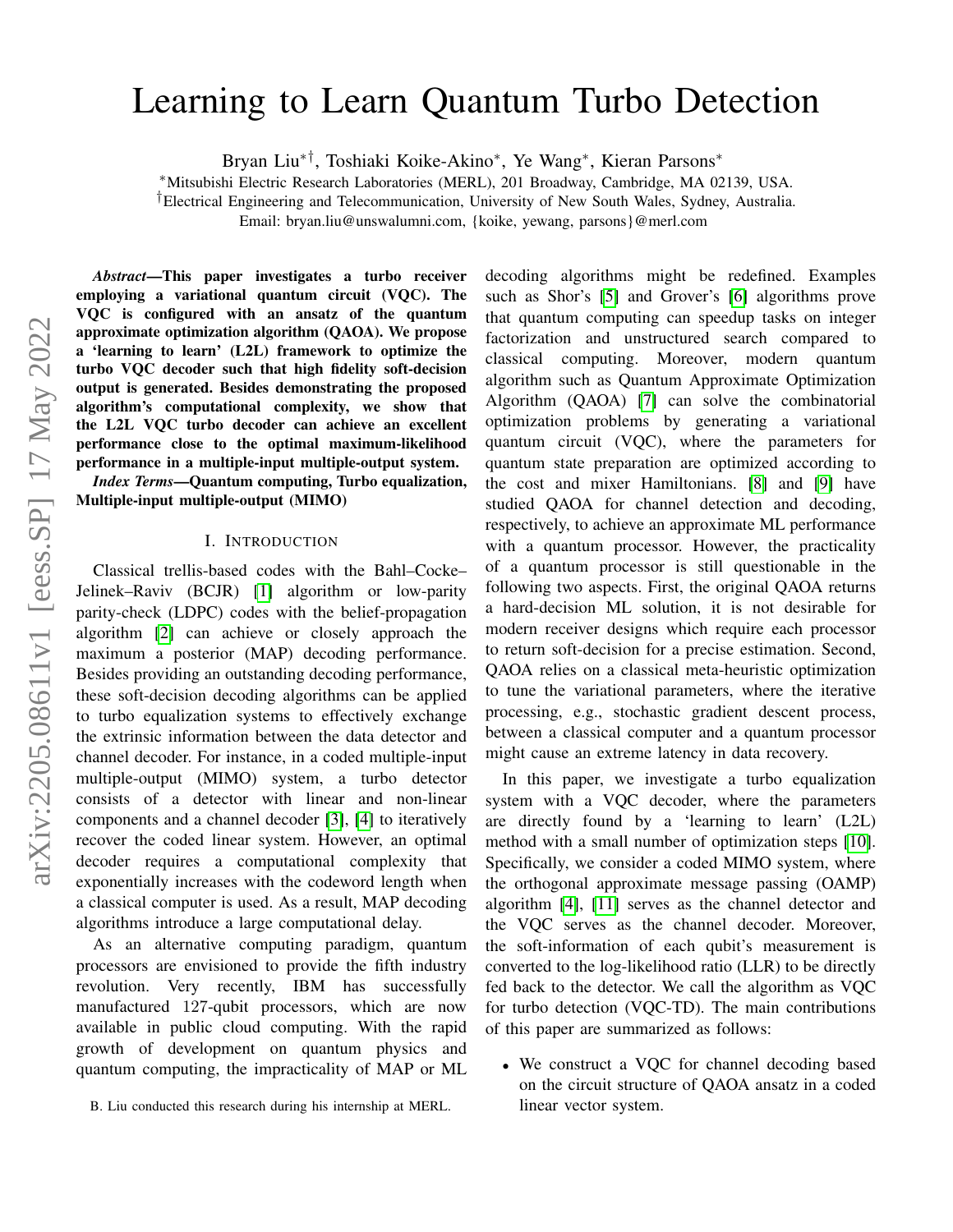# Learning to Learn Quantum Turbo Detection

Bryan Liu[∗†], Toshiaki Koike-Akino[∗], Ye Wang[∗], Kieran Parsons[∗]

[∗]Mitsubishi Electric Research Laboratories (MERL), 201 Broadway, Cambridge, MA 02139, USA.
[†]Electrical Engineering and Telecommunication, University of New South Wales, Sydney, Australia.
Email: bryan.liu@unswalumni.com, {koike, yewang, parsons}@merl.com

***Abstract*—This paper investigates a turbo receiver employing a variational quantum circuit (VQC). The VQC is configured with an ansatz of the quantum approximate optimization algorithm (QAOA). We propose a 'learning to learn' (L2L) framework to optimize the turbo VQC decoder such that high fidelity soft-decision output is generated. Besides demonstrating the proposed algorithm's computational complexity, we show that the L2L VQC turbo decoder can achieve an excellent performance close to the optimal maximum-likelihood performance in a multiple-input multiple-output system.**

***Index Terms*—Quantum computing, Turbo equalization, Multiple-input multiple-output (MIMO)**

## I. Introduction

Classical trellis-based codes with the Bahl–Cocke–Jelinek–Raviv (BCJR) [1] algorithm or low-parity parity-check (LDPC) codes with the belief-propagation algorithm [2] can achieve or closely approach the maximum a posterior (MAP) decoding performance. Besides providing an outstanding decoding performance, these soft-decision decoding algorithms can be applied to turbo equalization systems to effectively exchange the extrinsic information between the data detector and channel decoder. For instance, in a coded multiple-input multiple-output (MIMO) system, a turbo detector consists of a detector with linear and non-linear components and a channel decoder [3], [4] to iteratively recover the coded linear system. However, an optimal decoder requires a computational complexity that exponentially increases with the codeword length when a classical computer is used. As a result, MAP decoding algorithms introduce a large computational delay.

As an alternative computing paradigm, quantum processors are envisioned to provide the fifth industry revolution. Very recently, IBM has successfully manufactured 127-qubit processors, which are now available in public cloud computing. With the rapid growth of development on quantum physics and quantum computing, the impracticality of MAP or ML decoding algorithms might be redefined. Examples such as Shor's [5] and Grover's [6] algorithms prove that quantum computing can speedup tasks on integer factorization and unstructured search compared to classical computing. Moreover, modern quantum algorithm such as Quantum Approximate Optimization Algorithm (QAOA) [7] can solve the combinatorial optimization problems by generating a variational quantum circuit (VQC), where the parameters for quantum state preparation are optimized according to the cost and mixer Hamiltonians. [8] and [9] have studied QAOA for channel detection and decoding, respectively, to achieve an approximate ML performance with a quantum processor. However, the practicality of a quantum processor is still questionable in the following two aspects. First, the original QAOA returns a hard-decision ML solution, it is not desirable for modern receiver designs which require each processor to return soft-decision for a precise estimation. Second, QAOA relies on a classical meta-heuristic optimization to tune the variational parameters, where the iterative processing, e.g., stochastic gradient descent process, between a classical computer and a quantum processor might cause an extreme latency in data recovery.

In this paper, we investigate a turbo equalization system with a VQC decoder, where the parameters are directly found by a 'learning to learn' (L2L) method with a small number of optimization steps [10]. Specifically, we consider a coded MIMO system, where the orthogonal approximate message passing (OAMP) algorithm [4], [11] serves as the channel detector and the VQC serves as the channel decoder. Moreover, the soft-information of each qubit's measurement is converted to the log-likelihood ratio (LLR) to be directly fed back to the detector. We call the algorithm as VQC for turbo detection (VQC-TD). The main contributions of this paper are summarized as follows:

- We construct a VQC for channel decoding based on the circuit structure of QAOA ansatz in a coded linear vector system.

B. Liu conducted this research during his internship at MERL.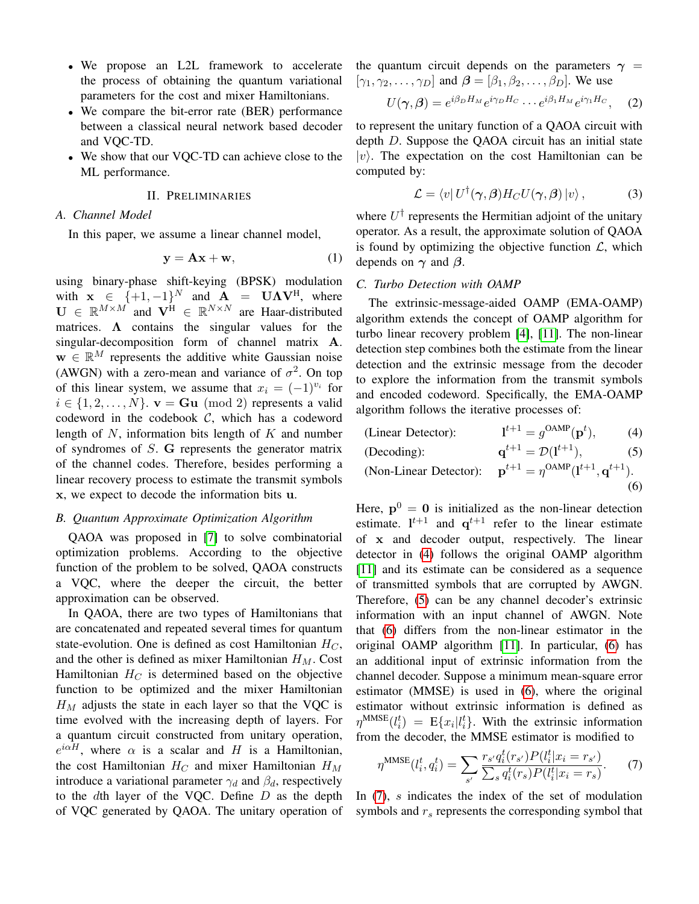- We propose an L2L framework to accelerate the process of obtaining the quantum variational parameters for the cost and mixer Hamiltonians.
- We compare the bit-error rate (BER) performance between a classical neural network based decoder and VQC-TD.
- We show that our VQC-TD can achieve close to the ML performance.

## II. Preliminaries

### A. Channel Model

In this paper, we assume a linear channel model,

$$\mathbf{y} = \mathbf{A}\mathbf{x} + \mathbf{w}, \tag{1}$$

using binary-phase shift-keying (BPSK) modulation with $\mathbf{x} \in \{+1, -1\}^N$ and $\mathbf{A} = \mathbf{U}\boldsymbol{\Lambda}\mathbf{V}^{\mathrm{H}}$, where $\mathbf{U} \in \mathbb{R}^{M\times M}$ and $\mathbf{V}^{\mathrm{H}} \in \mathbb{R}^{N\times N}$ are Haar-distributed matrices. $\boldsymbol{\Lambda}$ contains the singular values for the singular-decomposition form of channel matrix $\mathbf{A}$. $\mathbf{w} \in \mathbb{R}^M$ represents the additive white Gaussian noise (AWGN) with a zero-mean and variance of $\sigma^2$. On top of this linear system, we assume that $x_i = (-1)^{v_i}$ for $i \in \{1, 2, \ldots, N\}$. $\mathbf{v} = \mathbf{G}\mathbf{u} \pmod 2$ represents a valid codeword in the codebook $\mathcal{C}$, which has a codeword length of $N$, information bits length of $K$ and number of syndromes of $S$. $\mathbf{G}$ represents the generator matrix of the channel codes. Therefore, besides performing a linear recovery process to estimate the transmit symbols $\mathbf{x}$, we expect to decode the information bits $\mathbf{u}$.

### B. Quantum Approximate Optimization Algorithm

QAOA was proposed in [7] to solve combinatorial optimization problems. According to the objective function of the problem to be solved, QAOA constructs a VQC, where the deeper the circuit, the better approximation can be observed.

In QAOA, there are two types of Hamiltonians that are concatenated and repeated several times for quantum state-evolution. One is defined as cost Hamiltonian $H_C$, and the other is defined as mixer Hamiltonian $H_M$. Cost Hamiltonian $H_C$ is determined based on the objective function to be optimized and the mixer Hamiltonian $H_M$ adjusts the state in each layer so that the VQC is time evolved with the increasing depth of layers. For a quantum circuit constructed from unitary operation, $e^{i\alpha H}$, where $\alpha$ is a scalar and $H$ is a Hamiltonian, the cost Hamiltonian $H_C$ and mixer Hamiltonian $H_M$ introduce a variational parameter $\gamma_d$ and $\beta_d$, respectively to the $d$th layer of the VQC. Define $D$ as the depth of VQC generated by QAOA. The unitary operation of the quantum circuit depends on the parameters $\boldsymbol{\gamma} = [\gamma_1, \gamma_2, \ldots, \gamma_D]$ and $\boldsymbol{\beta} = [\beta_1, \beta_2, \ldots, \beta_D]$. We use

$$U(\boldsymbol{\gamma}, \boldsymbol{\beta}) = e^{i\beta_D H_M} e^{i\gamma_D H_C} \cdots e^{i\beta_1 H_M} e^{i\gamma_1 H_C}, \tag{2}$$

to represent the unitary function of a QAOA circuit with depth $D$. Suppose the QAOA circuit has an initial state $|v\rangle$. The expectation on the cost Hamiltonian can be computed by:

$$\mathcal{L} = \langle v| U^{\dagger}(\boldsymbol{\gamma}, \boldsymbol{\beta}) H_C U(\boldsymbol{\gamma}, \boldsymbol{\beta}) |v\rangle, \tag{3}$$

where $U^{\dagger}$ represents the Hermitian adjoint of the unitary operator. As a result, the approximate solution of QAOA is found by optimizing the objective function $\mathcal{L}$, which depends on $\boldsymbol{\gamma}$ and $\boldsymbol{\beta}$.

### C. Turbo Detection with OAMP

The extrinsic-message-aided OAMP (EMA-OAMP) algorithm extends the concept of OAMP algorithm for turbo linear recovery problem [4], [11]. The non-linear detection step combines both the estimate from the linear detection and the extrinsic message from the decoder to explore the information from the transmit symbols and encoded codeword. Specifically, the EMA-OAMP algorithm follows the iterative processes of:

$$\text{(Linear Detector):} \qquad \mathbf{l}^{t+1} = g^{\mathrm{OAMP}}(\mathbf{p}^t), \tag{4}$$

$$\text{(Decoding):} \qquad \mathbf{q}^{t+1} = \mathcal{D}(\mathbf{l}^{t+1}), \tag{5}$$

$$\text{(Non-Linear Detector):} \qquad \mathbf{p}^{t+1} = \eta^{\mathrm{OAMP}}(\mathbf{l}^{t+1}, \mathbf{q}^{t+1}). \tag{6}$$

Here, $\mathbf{p}^0 = \mathbf{0}$ is initialized as the non-linear detection estimate. $\mathbf{l}^{t+1}$ and $\mathbf{q}^{t+1}$ refer to the linear estimate of $\mathbf{x}$ and decoder output, respectively. The linear detector in (4) follows the original OAMP algorithm [11] and its estimate can be considered as a sequence of transmitted symbols that are corrupted by AWGN. Therefore, (5) can be any channel decoder's extrinsic information with an input channel of AWGN. Note that (6) differs from the non-linear estimator in the original OAMP algorithm [11]. In particular, (6) has an additional input of extrinsic information from the channel decoder. Suppose a minimum mean-square error estimator (MMSE) is used in (6), where the original estimator without extrinsic information is defined as $\eta^{\mathrm{MMSE}}(l_i^t) = \mathrm{E}\{x_i | l_i^t\}$. With the extrinsic information from the decoder, the MMSE estimator is modified to

$$\eta^{\mathrm{MMSE}}(l_i^t, q_i^t) = \sum_{s'} \frac{r_{s'} q_i^t(r_{s'}) P(l_i^t | x_i = r_{s'})}{\sum_s q_i^t(r_s) P(l_i^t | x_i = r_s)}. \tag{7}$$

In (7), $s$ indicates the index of the set of modulation symbols and $r_s$ represents the corresponding symbol that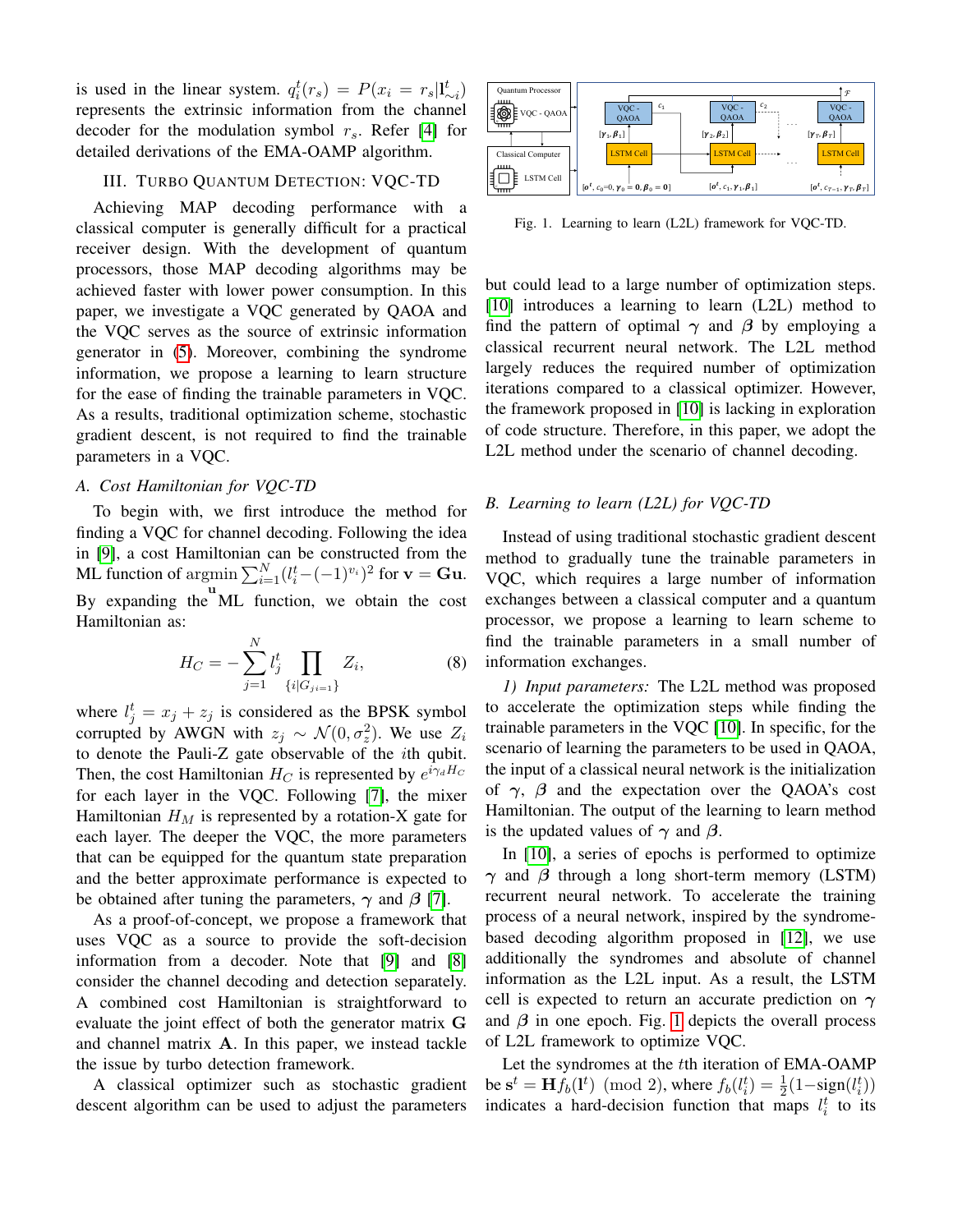is used in the linear system. $q_i^t(r_s) = P(x_i = r_s | \mathbf{l}_{\sim i}^t)$ represents the extrinsic information from the channel decoder for the modulation symbol $r_s$. Refer [4] for detailed derivations of the EMA-OAMP algorithm.

## III. Turbo Quantum Detection: VQC-TD

Achieving MAP decoding performance with a classical computer is generally difficult for a practical receiver design. With the development of quantum processors, those MAP decoding algorithms may be achieved faster with lower power consumption. In this paper, we investigate a VQC generated by QAOA and the VQC serves as the source of extrinsic information generator in (5). Moreover, combining the syndrome information, we propose a learning to learn structure for the ease of finding the trainable parameters in VQC. As a results, traditional optimization scheme, stochastic gradient descent, is not required to find the trainable parameters in a VQC.

### A. Cost Hamiltonian for VQC-TD

To begin with, we first introduce the method for finding a VQC for channel decoding. Following the idea in [9], a cost Hamiltonian can be constructed from the ML function of $\underset{\mathbf{u}}{\operatorname{argmin}} \sum_{i=1}^{N} (l_i^t - (-1)^{v_i})^2$ for $\mathbf{v} = \mathbf{G}\mathbf{u}$. By expanding the ML function, we obtain the cost Hamiltonian as:

$$H_C = -\sum_{j=1}^{N} l_j^t \prod_{\{i|G_{ji=1}\}} Z_i, \tag{8}$$

where $l_j^t = x_j + z_j$ is considered as the BPSK symbol corrupted by AWGN with $z_j \sim \mathcal{N}(0, \sigma_z^2)$. We use $Z_i$ to denote the Pauli-Z gate observable of the $i$th qubit. Then, the cost Hamiltonian $H_C$ is represented by $e^{i\gamma_d H_C}$ for each layer in the VQC. Following [7], the mixer Hamiltonian $H_M$ is represented by a rotation-X gate for each layer. The deeper the VQC, the more parameters that can be equipped for the quantum state preparation and the better approximate performance is expected to be obtained after tuning the parameters, $\boldsymbol{\gamma}$ and $\boldsymbol{\beta}$ [7].

As a proof-of-concept, we propose a framework that uses VQC as a source to provide the soft-decision information from a decoder. Note that [9] and [8] consider the channel decoding and detection separately. A combined cost Hamiltonian is straightforward to evaluate the joint effect of both the generator matrix $\mathbf{G}$ and channel matrix $\mathbf{A}$. In this paper, we instead tackle the issue by turbo detection framework.

A classical optimizer such as stochastic gradient descent algorithm can be used to adjust the parameters but could lead to a large number of optimization steps. [10] introduces a learning to learn (L2L) method to find the pattern of optimal $\boldsymbol{\gamma}$ and $\boldsymbol{\beta}$ by employing a classical recurrent neural network. The L2L method largely reduces the required number of optimization iterations compared to a classical optimizer. However, the framework proposed in [10] is lacking in exploration of code structure. Therefore, in this paper, we adopt the L2L method under the scenario of channel decoding.

Fig. 1. Learning to learn (L2L) framework for VQC-TD.

### B. Learning to learn (L2L) for VQC-TD

Instead of using traditional stochastic gradient descent method to gradually tune the trainable parameters in VQC, which requires a large number of information exchanges between a classical computer and a quantum processor, we propose a learning to learn scheme to find the trainable parameters in a small number of information exchanges.

*1) Input parameters:* The L2L method was proposed to accelerate the optimization steps while finding the trainable parameters in the VQC [10]. In specific, for the scenario of learning the parameters to be used in QAOA, the input of a classical neural network is the initialization of $\boldsymbol{\gamma}$, $\boldsymbol{\beta}$ and the expectation over the QAOA's cost Hamiltonian. The output of the learning to learn method is the updated values of $\boldsymbol{\gamma}$ and $\boldsymbol{\beta}$.

In [10], a series of epochs is performed to optimize $\boldsymbol{\gamma}$ and $\boldsymbol{\beta}$ through a long short-term memory (LSTM) recurrent neural network. To accelerate the training process of a neural network, inspired by the syndrome-based decoding algorithm proposed in [12], we use additionally the syndromes and absolute of channel information as the L2L input. As a result, the LSTM cell is expected to return an accurate prediction on $\boldsymbol{\gamma}$ and $\boldsymbol{\beta}$ in one epoch. Fig. 1 depicts the overall process of L2L framework to optimize VQC.

Let the syndromes at the $t$th iteration of EMA-OAMP be $\mathbf{s}^t = \mathbf{H} f_b(\mathbf{l}^t) \pmod 2$, where $f_b(l_i^t) = \frac{1}{2}(1 - \operatorname{sign}(l_i^t))$ indicates a hard-decision function that maps $l_i^t$ to its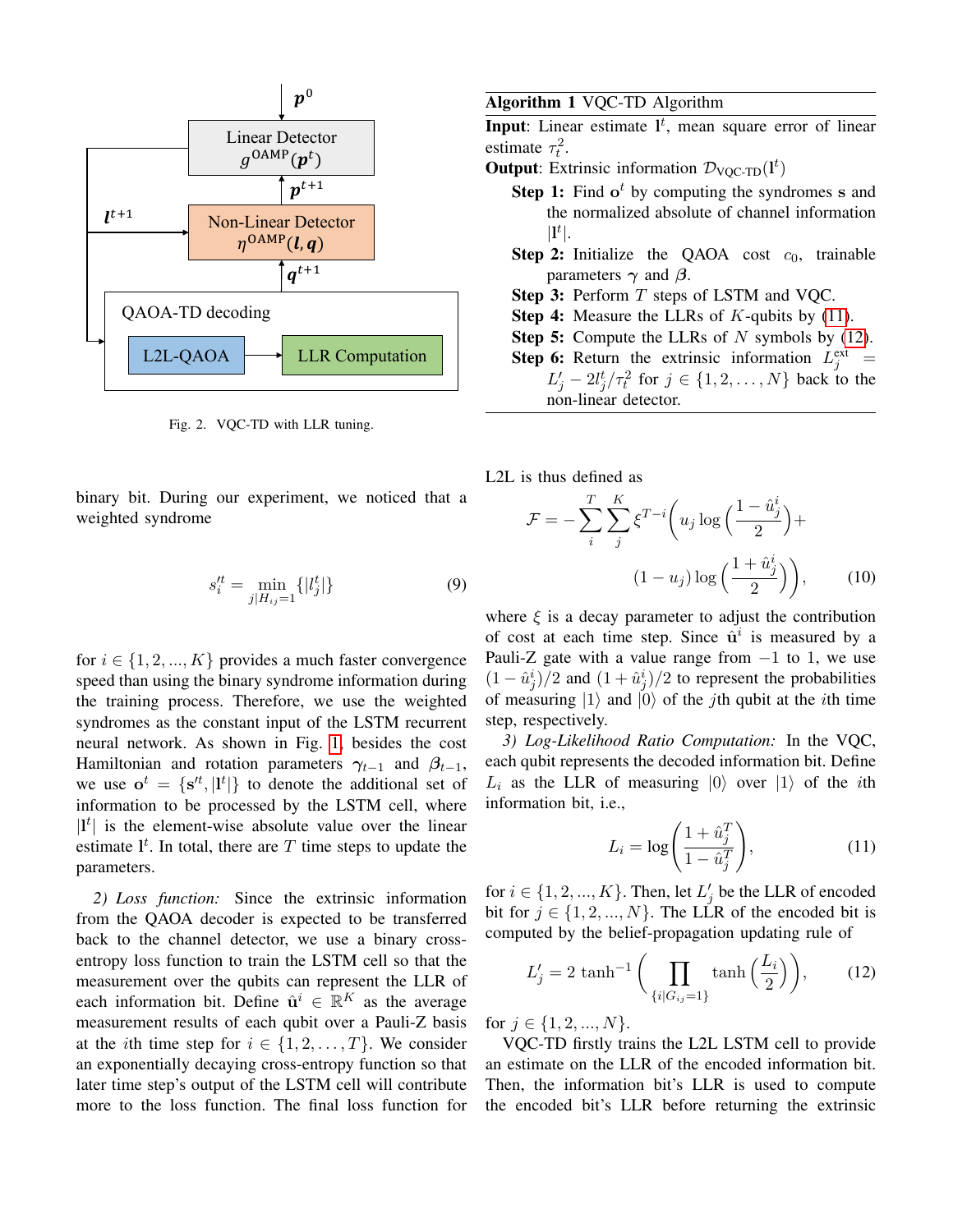Fig. 2. VQC-TD with LLR tuning.

**Algorithm 1** VQC-TD Algorithm

**Input**: Linear estimate $\mathbf{l}^t$, mean square error of linear estimate $\tau_t^2$.

**Output**: Extrinsic information $\mathcal{D}_{\text{VQC-TD}}(\mathbf{l}^t)$

- **Step 1:** Find $\mathbf{o}^t$ by computing the syndromes $\mathbf{s}$ and the normalized absolute of channel information $|\mathbf{l}^t|$.
- **Step 2:** Initialize the QAOA cost $c_0$, trainable parameters $\boldsymbol{\gamma}$ and $\boldsymbol{\beta}$.
- **Step 3:** Perform $T$ steps of LSTM and VQC.
- **Step 4:** Measure the LLRs of $K$-qubits by (11).
- **Step 5:** Compute the LLRs of $N$ symbols by (12).
- **Step 6:** Return the extrinsic information $L_j^{\text{ext}} = L_j' - 2l_j^t/\tau_t^2$ for $j \in \{1, 2, \ldots, N\}$ back to the non-linear detector.

binary bit. During our experiment, we noticed that a weighted syndrome

$$s_i'^t = \min_{j|H_{ij}=1}\{|l_j^t|\} \tag{9}$$

for $i \in \{1, 2, ..., K\}$ provides a much faster convergence speed than using the binary syndrome information during the training process. Therefore, we use the weighted syndromes as the constant input of the LSTM recurrent neural network. As shown in Fig. 1, besides the cost Hamiltonian and rotation parameters $\boldsymbol{\gamma}_{t-1}$ and $\boldsymbol{\beta}_{t-1}$, we use $\mathbf{o}^t = \{\mathbf{s}'^t, |\mathbf{l}^t|\}$ to denote the additional set of information to be processed by the LSTM cell, where $|\mathbf{l}^t|$ is the element-wise absolute value over the linear estimate $\mathbf{l}^t$. In total, there are $T$ time steps to update the parameters.

*2) Loss function:* Since the extrinsic information from the QAOA decoder is expected to be transferred back to the channel detector, we use a binary cross-entropy loss function to train the LSTM cell so that the measurement over the qubits can represent the LLR of each information bit. Define $\hat{\mathbf{u}}^i \in \mathbb{R}^K$ as the average measurement results of each qubit over a Pauli-Z basis at the $i$th time step for $i \in \{1, 2, \ldots, T\}$. We consider an exponentially decaying cross-entropy function so that later time step's output of the LSTM cell will contribute more to the loss function. The final loss function for L2L is thus defined as

$$\mathcal{F} = -\sum_i^T \sum_j^K \xi^{T-i}\bigg(u_j \log\Big(\frac{1-\hat{u}_j^i}{2}\Big) + (1-u_j)\log\Big(\frac{1+\hat{u}_j^i}{2}\Big)\bigg), \tag{10}$$

where $\xi$ is a decay parameter to adjust the contribution of cost at each time step. Since $\hat{\mathbf{u}}^i$ is measured by a Pauli-Z gate with a value range from $-1$ to 1, we use $(1-\hat{u}_j^i)/2$ and $(1+\hat{u}_j^i)/2$ to represent the probabilities of measuring $|1\rangle$ and $|0\rangle$ of the $j$th qubit at the $i$th time step, respectively.

*3) Log-Likelihood Ratio Computation:* In the VQC, each qubit represents the decoded information bit. Define $L_i$ as the LLR of measuring $|0\rangle$ over $|1\rangle$ of the $i$th information bit, i.e.,

$$L_i = \log\left(\frac{1+\hat{u}_j^T}{1-\hat{u}_j^T}\right), \tag{11}$$

for $i \in \{1, 2, ..., K\}$. Then, let $L_j'$ be the LLR of encoded bit for $j \in \{1, 2, ..., N\}$. The LLR of the encoded bit is computed by the belief-propagation updating rule of

$$L_j' = 2\tanh^{-1}\bigg(\prod_{\{i|G_{ij}=1\}} \tanh\Big(\frac{L_i}{2}\Big)\bigg), \tag{12}$$

for $j \in \{1, 2, ..., N\}$.

VQC-TD firstly trains the L2L LSTM cell to provide an estimate on the LLR of the encoded information bit. Then, the information bit's LLR is used to compute the encoded bit's LLR before returning the extrinsic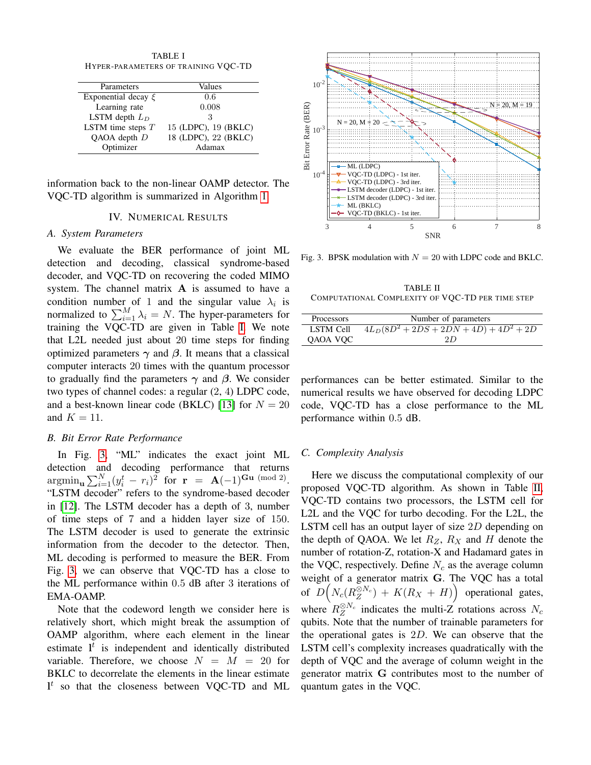TABLE I
Hyper-parameters of Training VQC-TD

| Parameters | Values |
|---|---|
| Exponential decay $\xi$ | 0.6 |
| Learning rate | 0.008 |
| LSTM depth $L_D$ | 3 |
| LSTM time steps $T$ | 15 (LDPC), 19 (BKLC) |
| QAOA depth $D$ | 18 (LDPC), 22 (BKLC) |
| Optimizer | Adamax |

information back to the non-linear OAMP detector. The VQC-TD algorithm is summarized in Algorithm 1.

## IV. Numerical Results

### A. System Parameters

We evaluate the BER performance of joint ML detection and decoding, classical syndrome-based decoder, and VQC-TD on recovering the coded MIMO system. The channel matrix $\mathbf{A}$ is assumed to have a condition number of 1 and the singular value $\lambda_i$ is normalized to $\sum_{i=1}^{M} \lambda_i = N$. The hyper-parameters for training the VQC-TD are given in Table I. We note that L2L needed just about 20 time steps for finding optimized parameters $\boldsymbol{\gamma}$ and $\boldsymbol{\beta}$. It means that a classical computer interacts 20 times with the quantum processor to gradually find the parameters $\boldsymbol{\gamma}$ and $\boldsymbol{\beta}$. We consider two types of channel codes: a regular (2, 4) LDPC code, and a best-known linear code (BKLC) [13] for $N = 20$ and $K = 11$.

### B. Bit Error Rate Performance

In Fig. 3, "ML" indicates the exact joint ML detection and decoding performance that returns $\mathrm{argmin}_{\mathbf{u}} \sum_{i=1}^{N} (y_i^t - r_i)^2$ for $\mathbf{r} = \mathbf{A}(-1)^{\mathbf{G}\mathbf{u} \pmod 2}$. "LSTM decoder" refers to the syndrome-based decoder in [12]. The LSTM decoder has a depth of 3, number of time steps of 7 and a hidden layer size of 150. The LSTM decoder is used to generate the extrinsic information from the decoder to the detector. Then, ML decoding is performed to measure the BER. From Fig. 3, we can observe that VQC-TD has a close to the ML performance within 0.5 dB after 3 iterations of EMA-OAMP.

Note that the codeword length we consider here is relatively short, which might break the assumption of OAMP algorithm, where each element in the linear estimate $\mathbf{l}^t$ is independent and identically distributed variable. Therefore, we choose $N = M = 20$ for BKLC to decorrelate the elements in the linear estimate $\mathbf{l}^t$ so that the closeness between VQC-TD and ML performances can be better estimated. Similar to the numerical results we have observed for decoding LDPC code, VQC-TD has a close performance to the ML performance within 0.5 dB.

Fig. 3. BPSK modulation with $N = 20$ with LDPC code and BKLC.

TABLE II
Computational Complexity of VQC-TD per Time Step

| Processors | Number of parameters |
|---|---|
| LSTM Cell | $4L_D(8D^2 + 2DS + 2DN + 4D) + 4D^2 + 2D$ |
| QAOA VQC | $2D$ |

### C. Complexity Analysis

Here we discuss the computational complexity of our proposed VQC-TD algorithm. As shown in Table II, VQC-TD contains two processors, the LSTM cell for L2L and the VQC for turbo decoding. For the L2L, the LSTM cell has an output layer of size $2D$ depending on the depth of QAOA. We let $R_Z$, $R_X$ and $H$ denote the number of rotation-Z, rotation-X and Hadamard gates in the VQC, respectively. Define $N_c$ as the average column weight of a generator matrix $\mathbf{G}$. The VQC has a total of $D\Big(N_c(R_Z^{\otimes N_c}) + K(R_X + H)\Big)$ operational gates, where $R_Z^{\otimes N_c}$ indicates the multi-Z rotations across $N_c$ qubits. Note that the number of trainable parameters for the operational gates is $2D$. We can observe that the LSTM cell's complexity increases quadratically with the depth of VQC and the average of column weight in the generator matrix $\mathbf{G}$ contributes most to the number of quantum gates in the VQC.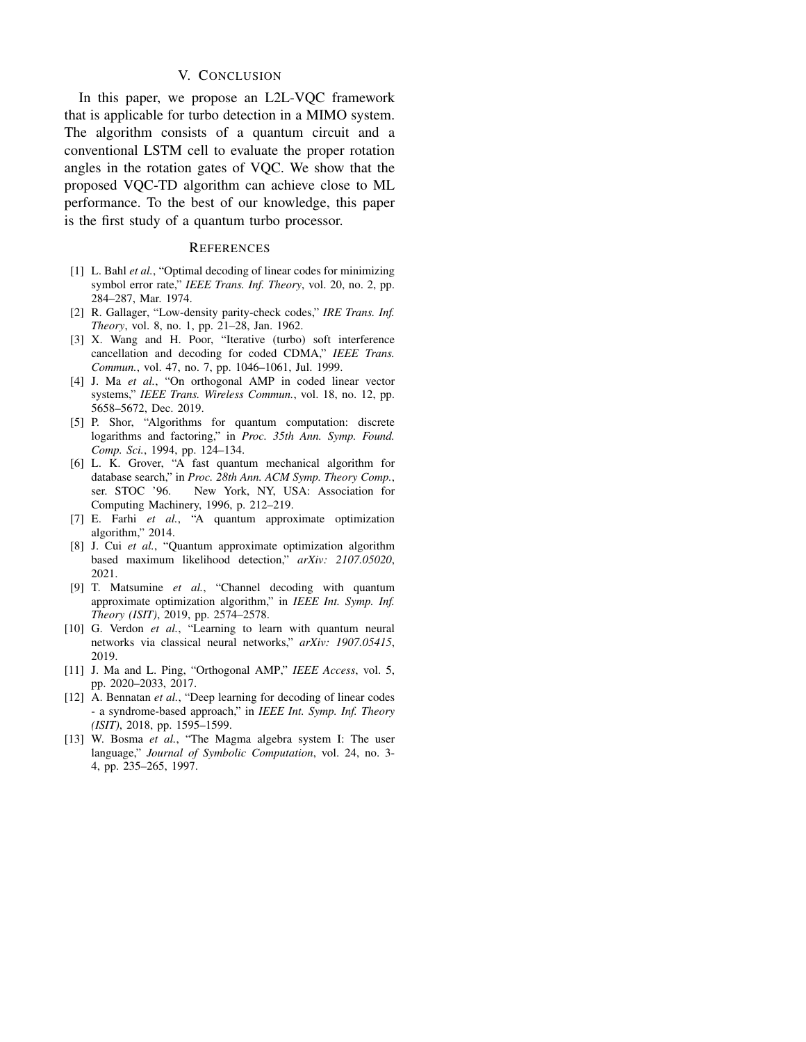## V. Conclusion

In this paper, we propose an L2L-VQC framework that is applicable for turbo detection in a MIMO system. The algorithm consists of a quantum circuit and a conventional LSTM cell to evaluate the proper rotation angles in the rotation gates of VQC. We show that the proposed VQC-TD algorithm can achieve close to ML performance. To the best of our knowledge, this paper is the first study of a quantum turbo processor.

## References

[1] L. Bahl *et al.*, "Optimal decoding of linear codes for minimizing symbol error rate," *IEEE Trans. Inf. Theory*, vol. 20, no. 2, pp. 284–287, Mar. 1974.

[2] R. Gallager, "Low-density parity-check codes," *IRE Trans. Inf. Theory*, vol. 8, no. 1, pp. 21–28, Jan. 1962.

[3] X. Wang and H. Poor, "Iterative (turbo) soft interference cancellation and decoding for coded CDMA," *IEEE Trans. Commun.*, vol. 47, no. 7, pp. 1046–1061, Jul. 1999.

[4] J. Ma *et al.*, "On orthogonal AMP in coded linear vector systems," *IEEE Trans. Wireless Commun.*, vol. 18, no. 12, pp. 5658–5672, Dec. 2019.

[5] P. Shor, "Algorithms for quantum computation: discrete logarithms and factoring," in *Proc. 35th Ann. Symp. Found. Comp. Sci.*, 1994, pp. 124–134.

[6] L. K. Grover, "A fast quantum mechanical algorithm for database search," in *Proc. 28th Ann. ACM Symp. Theory Comp.*, ser. STOC '96. New York, NY, USA: Association for Computing Machinery, 1996, p. 212–219.

[7] E. Farhi *et al.*, "A quantum approximate optimization algorithm," 2014.

[8] J. Cui *et al.*, "Quantum approximate optimization algorithm based maximum likelihood detection," *arXiv: 2107.05020*, 2021.

[9] T. Matsumine *et al.*, "Channel decoding with quantum approximate optimization algorithm," in *IEEE Int. Symp. Inf. Theory (ISIT)*, 2019, pp. 2574–2578.

[10] G. Verdon *et al.*, "Learning to learn with quantum neural networks via classical neural networks," *arXiv: 1907.05415*, 2019.

[11] J. Ma and L. Ping, "Orthogonal AMP," *IEEE Access*, vol. 5, pp. 2020–2033, 2017.

[12] A. Bennatan *et al.*, "Deep learning for decoding of linear codes - a syndrome-based approach," in *IEEE Int. Symp. Inf. Theory (ISIT)*, 2018, pp. 1595–1599.

[13] W. Bosma *et al.*, "The Magma algebra system I: The user language," *Journal of Symbolic Computation*, vol. 24, no. 3-4, pp. 235–265, 1997.